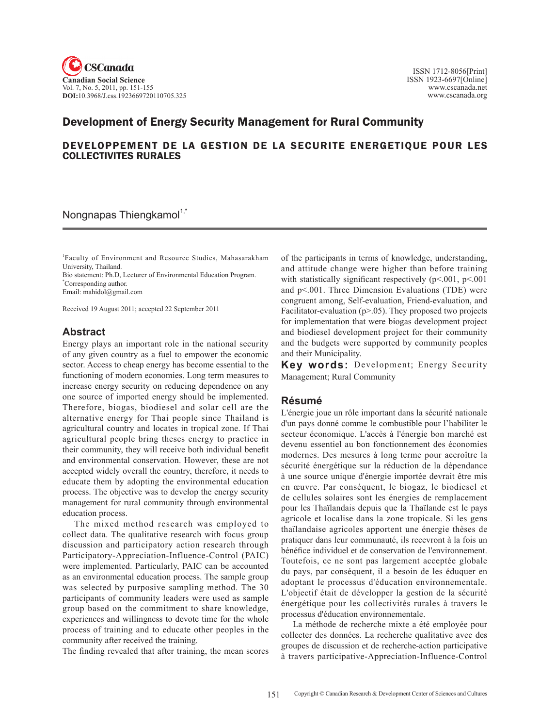# Development of Energy Security Management for Rural Community

## DEVELOPPEMENT DE LA GESTION DE LA SECURITE ENERGETIQUE POUR LES COLLECTIVITES RURALES

Nongnapas Thiengkamol[1,*]

[1]Faculty of Environment and Resource Studies, Mahasarakham University, Thailand.
Bio statement: Ph.D, Lecturer of Environmental Education Program.
[*]Corresponding author.
Email: mahidol@gmail.com

Received 19 August 2011; accepted 22 September 2011

## Abstract

Energy plays an important role in the national security of any given country as a fuel to empower the economic sector. Access to cheap energy has become essential to the functioning of modern economies. Long term measures to increase energy security on reducing dependence on any one source of imported energy should be implemented. Therefore, biogas, biodiesel and solar cell are the alternative energy for Thai people since Thailand is agricultural country and locates in tropical zone. If Thai agricultural people bring theses energy to practice in their community, they will receive both individual benefit and environmental conservation. However, these are not accepted widely overall the country, therefore, it needs to educate them by adopting the environmental education process. The objective was to develop the energy security management for rural community through environmental education process.

The mixed method research was employed to collect data. The qualitative research with focus group discussion and participatory action research through Participatory-Appreciation-Influence-Control (PAIC) were implemented. Particularly, PAIC can be accounted as an environmental education process. The sample group was selected by purposive sampling method. The 30 participants of community leaders were used as sample group based on the commitment to share knowledge, experiences and willingness to devote time for the whole process of training and to educate other peoples in the community after received the training.

The finding revealed that after training, the mean scores of the participants in terms of knowledge, understanding, and attitude change were higher than before training with statistically significant respectively ($p<.001$, $p<.001$ and $p<.001$. Three Dimension Evaluations (TDE) were congruent among, Self-evaluation, Friend-evaluation, and Facilitator-evaluation ($p>.05$). They proposed two projects for implementation that were biogas development project and biodiesel development project for their community and the budgets were supported by community peoples and their Municipality.

**Key words:** Development; Energy Security Management; Rural Community

## Résumé

L'énergie joue un rôle important dans la sécurité nationale d'un pays donné comme le combustible pour l'habiliter le secteur économique. L'accès à l'énergie bon marché est devenu essentiel au bon fonctionnement des économies modernes. Des mesures à long terme pour accroître la sécurité énergétique sur la réduction de la dépendance à une source unique d'énergie importée devrait être mis en œuvre. Par conséquent, le biogaz, le biodiesel et de cellules solaires sont les énergies de remplacement pour les Thaïlandais depuis que la Thaïlande est le pays agricole et localise dans la zone tropicale. Si les gens thaïlandaise agricoles apportent une énergie thèses de pratiquer dans leur communauté, ils recevront à la fois un bénéfice individuel et de conservation de l'environnement. Toutefois, ce ne sont pas largement acceptée globale du pays, par conséquent, il a besoin de les éduquer en adoptant le processus d'éducation environnementale. L'objectif était de développer la gestion de la sécurité énergétique pour les collectivités rurales à travers le processus d'éducation environnementale.

La méthode de recherche mixte a été employée pour collecter des données. La recherche qualitative avec des groupes de discussion et de recherche-action participative à travers participative-Appreciation-Influence-Control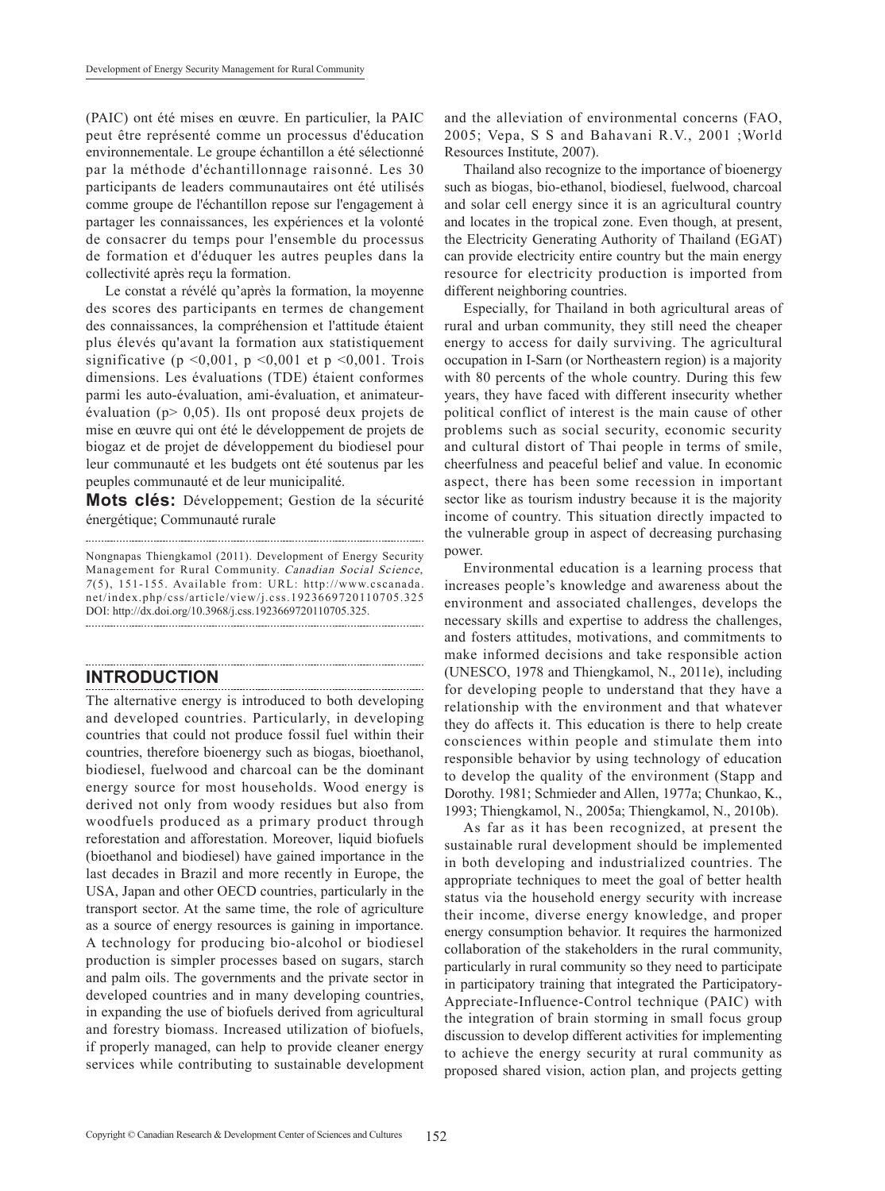(PAIC) ont été mises en œuvre. En particulier, la PAIC peut être représenté comme un processus d'éducation environnementale. Le groupe échantillon a été sélectionné par la méthode d'échantillonnage raisonné. Les 30 participants de leaders communautaires ont été utilisés comme groupe de l'échantillon repose sur l'engagement à partager les connaissances, les expériences et la volonté de consacrer du temps pour l'ensemble du processus de formation et d'éduquer les autres peuples dans la collectivité après reçu la formation.

Le constat a révélé qu'après la formation, la moyenne des scores des participants en termes de changement des connaissances, la compréhension et l'attitude étaient plus élevés qu'avant la formation aux statistiquement significative ($p < 0{,}001$, $p < 0{,}001$ et $p < 0{,}001$. Trois dimensions. Les évaluations (TDE) étaient conformes parmi les auto-évaluation, ami-évaluation, et animateur-évaluation ($p > 0{,}05$). Ils ont proposé deux projets de mise en œuvre qui ont été le développement de projets de biogaz et de projet de développement du biodiesel pour leur communauté et les budgets ont été soutenus par les peuples communauté et de leur municipalité.

**Mots clés:** Développement; Gestion de la sécurité énergétique; Communauté rurale

Nongnapas Thiengkamol (2011). Development of Energy Security Management for Rural Community. *Canadian Social Science, 7*(5), 151-155. Available from: URL: http://www.cscanada.net/index.php/css/article/view/j.css.1923669720110705.325 DOI: http://dx.doi.org/10.3968/j.css.1923669720110705.325.

## INTRODUCTION

The alternative energy is introduced to both developing and developed countries. Particularly, in developing countries that could not produce fossil fuel within their countries, therefore bioenergy such as biogas, bioethanol, biodiesel, fuelwood and charcoal can be the dominant energy source for most households. Wood energy is derived not only from woody residues but also from woodfuels produced as a primary product through reforestation and afforestation. Moreover, liquid biofuels (bioethanol and biodiesel) have gained importance in the last decades in Brazil and more recently in Europe, the USA, Japan and other OECD countries, particularly in the transport sector. At the same time, the role of agriculture as a source of energy resources is gaining in importance. A technology for producing bio-alcohol or biodiesel production is simpler processes based on sugars, starch and palm oils. The governments and the private sector in developed countries and in many developing countries, in expanding the use of biofuels derived from agricultural and forestry biomass. Increased utilization of biofuels, if properly managed, can help to provide cleaner energy services while contributing to sustainable development and the alleviation of environmental concerns (FAO, 2005; Vepa, S S and Bahavani R.V., 2001 ;World Resources Institute, 2007).

Thailand also recognize to the importance of bioenergy such as biogas, bio-ethanol, biodiesel, fuelwood, charcoal and solar cell energy since it is an agricultural country and locates in the tropical zone. Even though, at present, the Electricity Generating Authority of Thailand (EGAT) can provide electricity entire country but the main energy resource for electricity production is imported from different neighboring countries.

Especially, for Thailand in both agricultural areas of rural and urban community, they still need the cheaper energy to access for daily surviving. The agricultural occupation in I-Sarn (or Northeastern region) is a majority with 80 percents of the whole country. During this few years, they have faced with different insecurity whether political conflict of interest is the main cause of other problems such as social security, economic security and cultural distort of Thai people in terms of smile, cheerfulness and peaceful belief and value. In economic aspect, there has been some recession in important sector like as tourism industry because it is the majority income of country. This situation directly impacted to the vulnerable group in aspect of decreasing purchasing power.

Environmental education is a learning process that increases people's knowledge and awareness about the environment and associated challenges, develops the necessary skills and expertise to address the challenges, and fosters attitudes, motivations, and commitments to make informed decisions and take responsible action (UNESCO, 1978 and Thiengkamol, N., 2011e), including for developing people to understand that they have a relationship with the environment and that whatever they do affects it. This education is there to help create consciences within people and stimulate them into responsible behavior by using technology of education to develop the quality of the environment (Stapp and Dorothy. 1981; Schmieder and Allen, 1977a; Chunkao, K., 1993; Thiengkamol, N., 2005a; Thiengkamol, N., 2010b).

As far as it has been recognized, at present the sustainable rural development should be implemented in both developing and industrialized countries. The appropriate techniques to meet the goal of better health status via the household energy security with increase their income, diverse energy knowledge, and proper energy consumption behavior. It requires the harmonized collaboration of the stakeholders in the rural community, particularly in rural community so they need to participate in participatory training that integrated the Participatory-Appreciate-Influence-Control technique (PAIC) with the integration of brain storming in small focus group discussion to develop different activities for implementing to achieve the energy security at rural community as proposed shared vision, action plan, and projects getting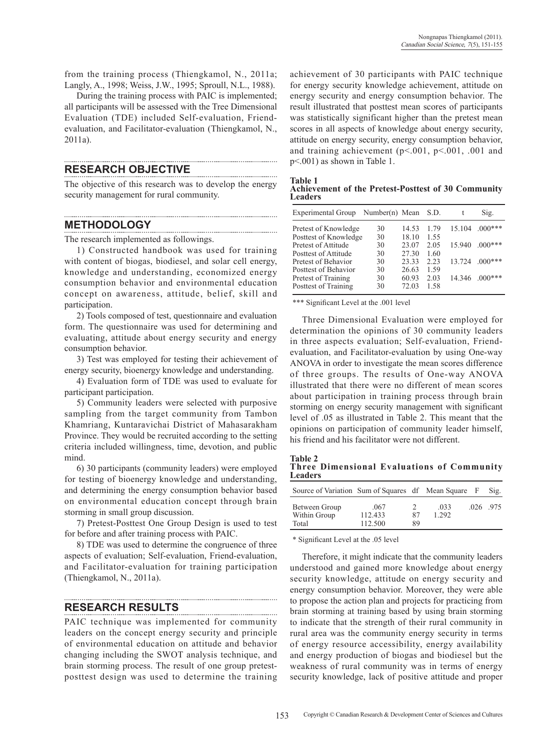from the training process (Thiengkamol, N., 2011a; Langly, A., 1998; Weiss, J.W., 1995; Sproull, N.L., 1988).

During the training process with PAIC is implemented; all participants will be assessed with the Tree Dimensional Evaluation (TDE) included Self-evaluation, Friend-evaluation, and Facilitator-evaluation (Thiengkamol, N., 2011a).

## RESEARCH OBJECTIVE

The objective of this research was to develop the energy security management for rural community.

## METHODOLOGY

The research implemented as followings.

1) Constructed handbook was used for training with content of biogas, biodiesel, and solar cell energy, knowledge and understanding, economized energy consumption behavior and environmental education concept on awareness, attitude, belief, skill and participation.

2) Tools composed of test, questionnaire and evaluation form. The questionnaire was used for determining and evaluating, attitude about energy security and energy consumption behavior.

3) Test was employed for testing their achievement of energy security, bioenergy knowledge and understanding.

4) Evaluation form of TDE was used to evaluate for participant participation.

5) Community leaders were selected with purposive sampling from the target community from Tambon Khamriang, Kuntaravichai District of Mahasarakham Province. They would be recruited according to the setting criteria included willingness, time, devotion, and public mind.

6) 30 participants (community leaders) were employed for testing of bioenergy knowledge and understanding, and determining the energy consumption behavior based on environmental education concept through brain storming in small group discussion.

7) Pretest-Posttest One Group Design is used to test for before and after training process with PAIC.

8) TDE was used to determine the congruence of three aspects of evaluation; Self-evaluation, Friend-evaluation, and Facilitator-evaluation for training participation (Thiengkamol, N., 2011a).

## RESEARCH RESULTS

PAIC technique was implemented for community leaders on the concept energy security and principle of environmental education on attitude and behavior changing including the SWOT analysis technique, and brain storming process. The result of one group pretest-posttest design was used to determine the training achievement of 30 participants with PAIC technique for energy security knowledge achievement, attitude on energy security and energy consumption behavior. The result illustrated that posttest mean scores of participants was statistically significant higher than the pretest mean scores in all aspects of knowledge about energy security, attitude on energy security, energy consumption behavior, and training achievement ($p<.001$, $p<.001$, .001 and $p<.001$) as shown in Table 1.

**Table 1**
**Achievement of the Pretest-Posttest of 30 Community Leaders**

| Experimental Group | Number(n) | Mean | S.D. | t | Sig. |
|---|---|---|---|---|---|
| Pretest of Knowledge | 30 | 14.53 | 1.79 | 15.104 | .000*** |
| Posttest of Knowledge | 30 | 18.10 | 1.55 | | |
| Pretest of Attitude | 30 | 23.07 | 2.05 | 15.940 | .000*** |
| Posttest of Attitude | 30 | 27.30 | 1.60 | | |
| Pretest of Behavior | 30 | 23.33 | 2.23 | 13.724 | .000*** |
| Posttest of Behavior | 30 | 26.63 | 1.59 | | |
| Pretest of Training | 30 | 60.93 | 2.03 | 14.346 | .000*** |
| Posttest of Training | 30 | 72.03 | 1.58 | | |

*** Significant Level at the .001 level

Three Dimensional Evaluation were employed for determination the opinions of 30 community leaders in three aspects evaluation; Self-evaluation, Friend-evaluation, and Facilitator-evaluation by using One-way ANOVA in order to investigate the mean scores difference of three groups. The results of One-way ANOVA illustrated that there were no different of mean scores about participation in training process through brain storming on energy security management with significant level of .05 as illustrated in Table 2. This meant that the opinions on participation of community leader himself, his friend and his facilitator were not different.

**Table 2**
**Three Dimensional Evaluations of Community Leaders**

| Source of Variation | Sum of Squares | df | Mean Square | F | Sig. |
|---|---|---|---|---|---|
| Between Group | .067 | 2 | .033 | .026 | .975 |
| Within Group | 112.433 | 87 | 1.292 | | |
| Total | 112.500 | 89 | | | |

* Significant Level at the .05 level

Therefore, it might indicate that the community leaders understood and gained more knowledge about energy security knowledge, attitude on energy security and energy consumption behavior. Moreover, they were able to propose the action plan and projects for practicing from brain storming at training based by using brain storming to indicate that the strength of their rural community in rural area was the community energy security in terms of energy resource accessibility, energy availability and energy production of biogas and biodiesel but the weakness of rural community was in terms of energy security knowledge, lack of positive attitude and proper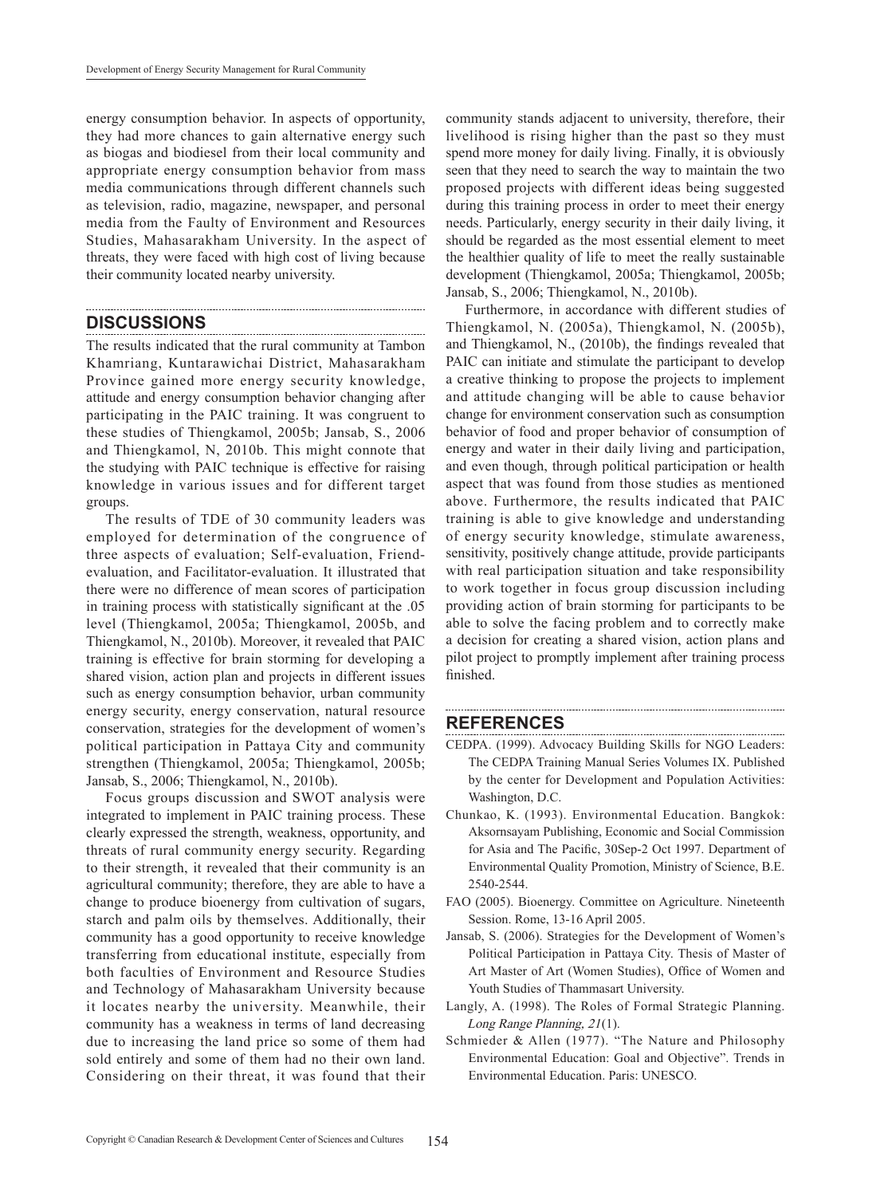energy consumption behavior. In aspects of opportunity, they had more chances to gain alternative energy such as biogas and biodiesel from their local community and appropriate energy consumption behavior from mass media communications through different channels such as television, radio, magazine, newspaper, and personal media from the Faulty of Environment and Resources Studies, Mahasarakham University. In the aspect of threats, they were faced with high cost of living because their community located nearby university.

## DISCUSSIONS

The results indicated that the rural community at Tambon Khamriang, Kuntarawichai District, Mahasarakham Province gained more energy security knowledge, attitude and energy consumption behavior changing after participating in the PAIC training. It was congruent to these studies of Thiengkamol, 2005b; Jansab, S., 2006 and Thiengkamol, N, 2010b. This might connote that the studying with PAIC technique is effective for raising knowledge in various issues and for different target groups.

The results of TDE of 30 community leaders was employed for determination of the congruence of three aspects of evaluation; Self-evaluation, Friend-evaluation, and Facilitator-evaluation. It illustrated that there were no difference of mean scores of participation in training process with statistically significant at the .05 level (Thiengkamol, 2005a; Thiengkamol, 2005b, and Thiengkamol, N., 2010b). Moreover, it revealed that PAIC training is effective for brain storming for developing a shared vision, action plan and projects in different issues such as energy consumption behavior, urban community energy security, energy conservation, natural resource conservation, strategies for the development of women's political participation in Pattaya City and community strengthen (Thiengkamol, 2005a; Thiengkamol, 2005b; Jansab, S., 2006; Thiengkamol, N., 2010b).

Focus groups discussion and SWOT analysis were integrated to implement in PAIC training process. These clearly expressed the strength, weakness, opportunity, and threats of rural community energy security. Regarding to their strength, it revealed that their community is an agricultural community; therefore, they are able to have a change to produce bioenergy from cultivation of sugars, starch and palm oils by themselves. Additionally, their community has a good opportunity to receive knowledge transferring from educational institute, especially from both faculties of Environment and Resource Studies and Technology of Mahasarakham University because it locates nearby the university. Meanwhile, their community has a weakness in terms of land decreasing due to increasing the land price so some of them had sold entirely and some of them had no their own land. Considering on their threat, it was found that their community stands adjacent to university, therefore, their livelihood is rising higher than the past so they must spend more money for daily living. Finally, it is obviously seen that they need to search the way to maintain the two proposed projects with different ideas being suggested during this training process in order to meet their energy needs. Particularly, energy security in their daily living, it should be regarded as the most essential element to meet the healthier quality of life to meet the really sustainable development (Thiengkamol, 2005a; Thiengkamol, 2005b; Jansab, S., 2006; Thiengkamol, N., 2010b).

Furthermore, in accordance with different studies of Thiengkamol, N. (2005a), Thiengkamol, N. (2005b), and Thiengkamol, N., (2010b), the findings revealed that PAIC can initiate and stimulate the participant to develop a creative thinking to propose the projects to implement and attitude changing will be able to cause behavior change for environment conservation such as consumption behavior of food and proper behavior of consumption of energy and water in their daily living and participation, and even though, through political participation or health aspect that was found from those studies as mentioned above. Furthermore, the results indicated that PAIC training is able to give knowledge and understanding of energy security knowledge, stimulate awareness, sensitivity, positively change attitude, provide participants with real participation situation and take responsibility to work together in focus group discussion including providing action of brain storming for participants to be able to solve the facing problem and to correctly make a decision for creating a shared vision, action plans and pilot project to promptly implement after training process finished.

## REFERENCES

CEDPA. (1999). Advocacy Building Skills for NGO Leaders: The CEDPA Training Manual Series Volumes IX. Published by the center for Development and Population Activities: Washington, D.C.

Chunkao, K. (1993). Environmental Education. Bangkok: Aksornsayam Publishing, Economic and Social Commission for Asia and The Pacific, 30Sep-2 Oct 1997. Department of Environmental Quality Promotion, Ministry of Science, B.E. 2540-2544.

FAO (2005). Bioenergy. Committee on Agriculture. Nineteenth Session. Rome, 13-16 April 2005.

Jansab, S. (2006). Strategies for the Development of Women's Political Participation in Pattaya City. Thesis of Master of Art Master of Art (Women Studies), Office of Women and Youth Studies of Thammasart University.

Langly, A. (1998). The Roles of Formal Strategic Planning. *Long Range Planning*, *21*(1).

Schmieder & Allen (1977). "The Nature and Philosophy Environmental Education: Goal and Objective". Trends in Environmental Education. Paris: UNESCO.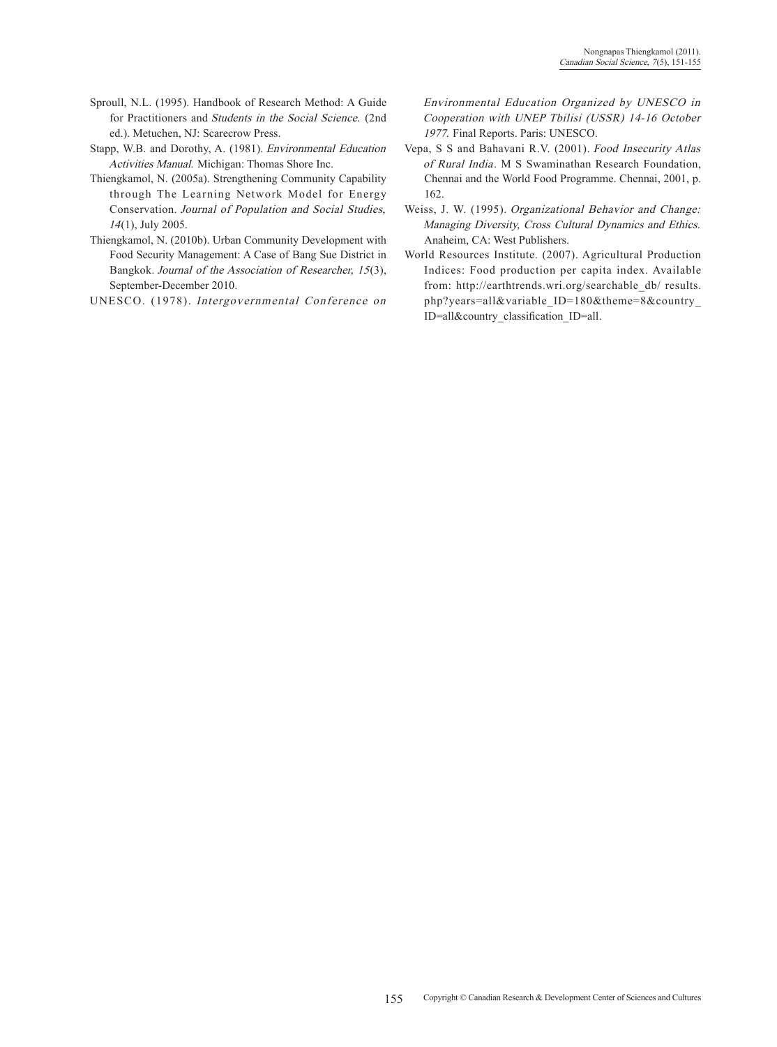Sproull, N.L. (1995). Handbook of Research Method: A Guide for Practitioners and *Students in the Social Science.* (2nd ed.). Metuchen, NJ: Scarecrow Press.

Stapp, W.B. and Dorothy, A. (1981). *Environmental Education Activities Manual.* Michigan: Thomas Shore Inc.

Thiengkamol, N. (2005a). Strengthening Community Capability through The Learning Network Model for Energy Conservation. *Journal of Population and Social Studies, 14*(1), July 2005.

Thiengkamol, N. (2010b). Urban Community Development with Food Security Management: A Case of Bang Sue District in Bangkok. *Journal of the Association of Researcher, 15*(3), September-December 2010.

UNESCO. (1978). *Intergovernmental Conference on Environmental Education Organized by UNESCO in Cooperation with UNEP Tbilisi (USSR) 14-16 October 1977.* Final Reports. Paris: UNESCO.

Vepa, S S and Bahavani R.V. (2001). *Food Insecurity Atlas of Rural India*. M S Swaminathan Research Foundation, Chennai and the World Food Programme. Chennai, 2001, p. 162.

Weiss, J. W. (1995). *Organizational Behavior and Change: Managing Diversity, Cross Cultural Dynamics and Ethics.* Anaheim, CA: West Publishers.

World Resources Institute. (2007). Agricultural Production Indices: Food production per capita index. Available from: http://earthtrends.wri.org/searchable_db/ results.php?years=all&variable_ID=180&theme=8&country_ID=all&country_classification_ID=all.